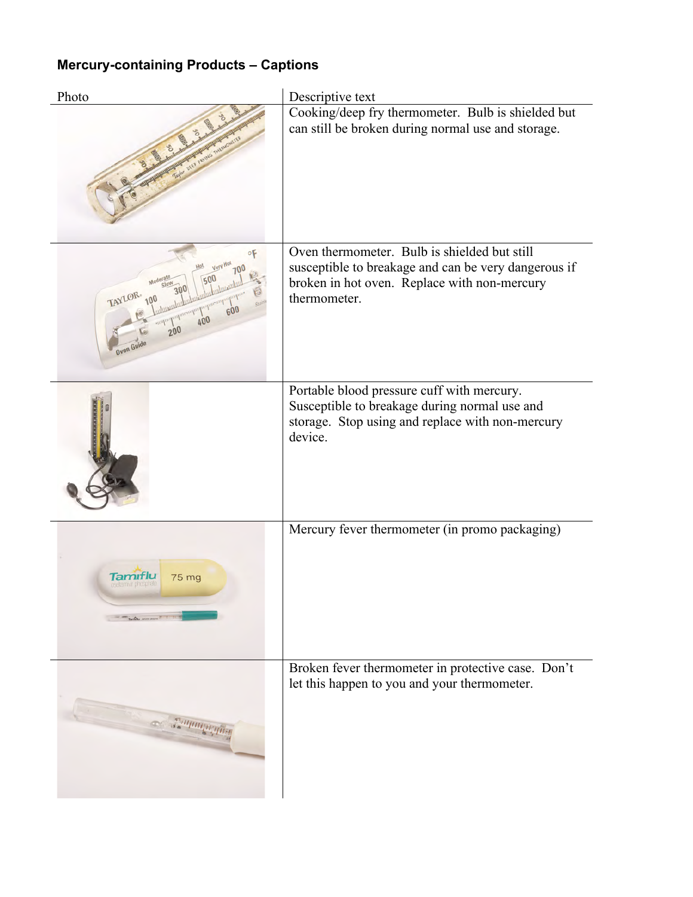**Mercury-containing Products – Captions**

| Photo | Descriptive text |
|---|---|
| | Cooking/deep fry thermometer. Bulb is shielded but can still be broken during normal use and storage. |
| | Oven thermometer. Bulb is shielded but still susceptible to breakage and can be very dangerous if broken in hot oven. Replace with non-mercury thermometer. |
| | Portable blood pressure cuff with mercury. Susceptible to breakage during normal use and storage. Stop using and replace with non-mercury device. |
| | Mercury fever thermometer (in promo packaging) |
| | Broken fever thermometer in protective case. Don't let this happen to you and your thermometer. |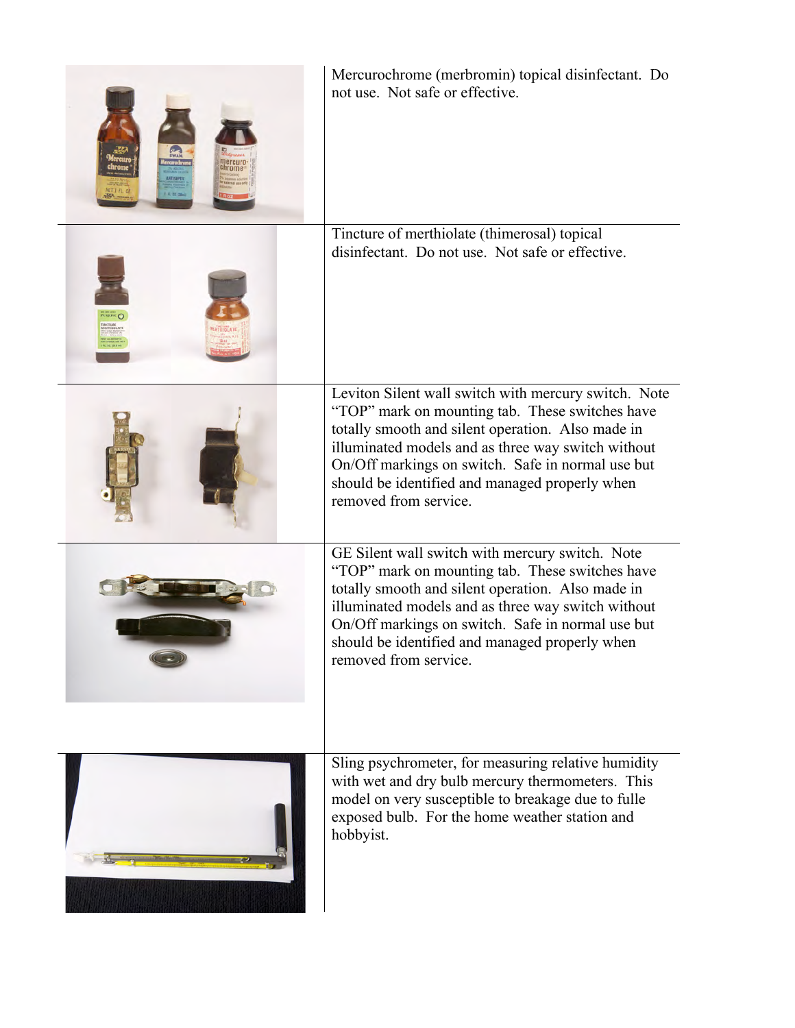| | |
|---|---|
| | Mercurochrome (merbromin) topical disinfectant. Do not use. Not safe or effective. |
| | Tincture of merthiolate (thimerosal) topical disinfectant. Do not use. Not safe or effective. |
| | Leviton Silent wall switch with mercury switch. Note "TOP" mark on mounting tab. These switches have totally smooth and silent operation. Also made in illuminated models and as three way switch without On/Off markings on switch. Safe in normal use but should be identified and managed properly when removed from service. |
| | GE Silent wall switch with mercury switch. Note "TOP" mark on mounting tab. These switches have totally smooth and silent operation. Also made in illuminated models and as three way switch without On/Off markings on switch. Safe in normal use but should be identified and managed properly when removed from service. |
| | Sling psychrometer, for measuring relative humidity with wet and dry bulb mercury thermometers. This model on very susceptible to breakage due to fulle exposed bulb. For the home weather station and hobbyist. |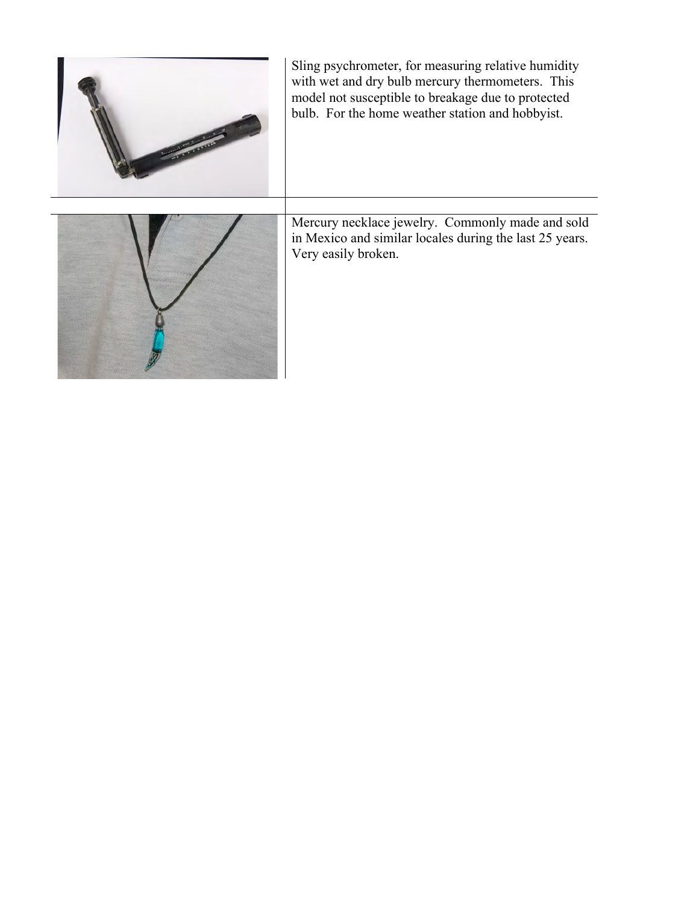| | |
|---|---|
| | Sling psychrometer, for measuring relative humidity with wet and dry bulb mercury thermometers. This model not susceptible to breakage due to protected bulb. For the home weather station and hobbyist. |
| | |
| | Mercury necklace jewelry. Commonly made and sold in Mexico and similar locales during the last 25 years. Very easily broken. |